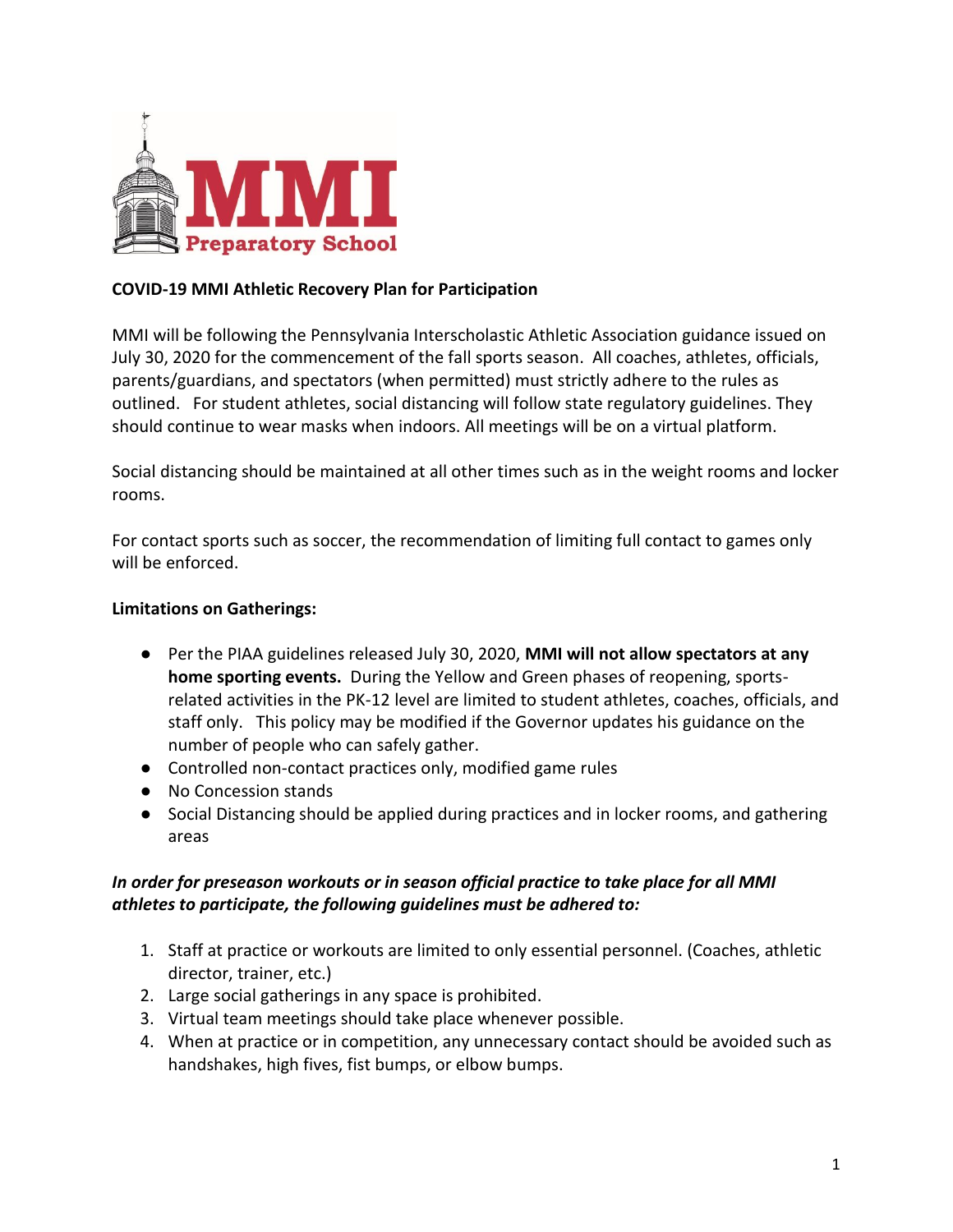**COVID-19 MMI Athletic Recovery Plan for Participation**

MMI will be following the Pennsylvania Interscholastic Athletic Association guidance issued on July 30, 2020 for the commencement of the fall sports season. All coaches, athletes, officials, parents/guardians, and spectators (when permitted) must strictly adhere to the rules as outlined. For student athletes, social distancing will follow state regulatory guidelines. They should continue to wear masks when indoors. All meetings will be on a virtual platform.

Social distancing should be maintained at all other times such as in the weight rooms and locker rooms.

For contact sports such as soccer, the recommendation of limiting full contact to games only will be enforced.

**Limitations on Gatherings:**

- Per the PIAA guidelines released July 30, 2020, **MMI will not allow spectators at any home sporting events.** During the Yellow and Green phases of reopening, sports-related activities in the PK-12 level are limited to student athletes, coaches, officials, and staff only. This policy may be modified if the Governor updates his guidance on the number of people who can safely gather.
- Controlled non-contact practices only, modified game rules
- No Concession stands
- Social Distancing should be applied during practices and in locker rooms, and gathering areas

***In order for preseason workouts or in season official practice to take place for all MMI athletes to participate, the following guidelines must be adhered to:***

1. Staff at practice or workouts are limited to only essential personnel. (Coaches, athletic director, trainer, etc.)
2. Large social gatherings in any space is prohibited.
3. Virtual team meetings should take place whenever possible.
4. When at practice or in competition, any unnecessary contact should be avoided such as handshakes, high fives, fist bumps, or elbow bumps.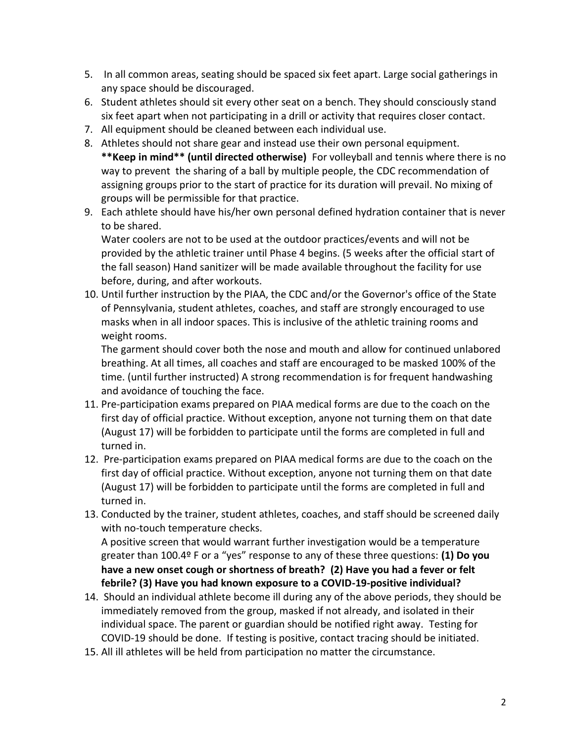5. In all common areas, seating should be spaced six feet apart. Large social gatherings in any space should be discouraged.
6. Student athletes should sit every other seat on a bench. They should consciously stand six feet apart when not participating in a drill or activity that requires closer contact.
7. All equipment should be cleaned between each individual use.
8. Athletes should not share gear and instead use their own personal equipment. **\*\*Keep in mind\*\* (until directed otherwise)** For volleyball and tennis where there is no way to prevent the sharing of a ball by multiple people, the CDC recommendation of assigning groups prior to the start of practice for its duration will prevail. No mixing of groups will be permissible for that practice.
9. Each athlete should have his/her own personal defined hydration container that is never to be shared.
   Water coolers are not to be used at the outdoor practices/events and will not be provided by the athletic trainer until Phase 4 begins. (5 weeks after the official start of the fall season) Hand sanitizer will be made available throughout the facility for use before, during, and after workouts.
10. Until further instruction by the PIAA, the CDC and/or the Governor's office of the State of Pennsylvania, student athletes, coaches, and staff are strongly encouraged to use masks when in all indoor spaces. This is inclusive of the athletic training rooms and weight rooms.
    The garment should cover both the nose and mouth and allow for continued unlabored breathing. At all times, all coaches and staff are encouraged to be masked 100% of the time. (until further instructed) A strong recommendation is for frequent handwashing and avoidance of touching the face.
11. Pre-participation exams prepared on PIAA medical forms are due to the coach on the first day of official practice. Without exception, anyone not turning them on that date (August 17) will be forbidden to participate until the forms are completed in full and turned in.
12. Pre-participation exams prepared on PIAA medical forms are due to the coach on the first day of official practice. Without exception, anyone not turning them on that date (August 17) will be forbidden to participate until the forms are completed in full and turned in.
13. Conducted by the trainer, student athletes, coaches, and staff should be screened daily with no-touch temperature checks.
    A positive screen that would warrant further investigation would be a temperature greater than 100.4º F or a "yes" response to any of these three questions: **(1) Do you have a new onset cough or shortness of breath? (2) Have you had a fever or felt febrile? (3) Have you had known exposure to a COVID-19-positive individual?**
14. Should an individual athlete become ill during any of the above periods, they should be immediately removed from the group, masked if not already, and isolated in their individual space. The parent or guardian should be notified right away. Testing for COVID-19 should be done. If testing is positive, contact tracing should be initiated.
15. All ill athletes will be held from participation no matter the circumstance.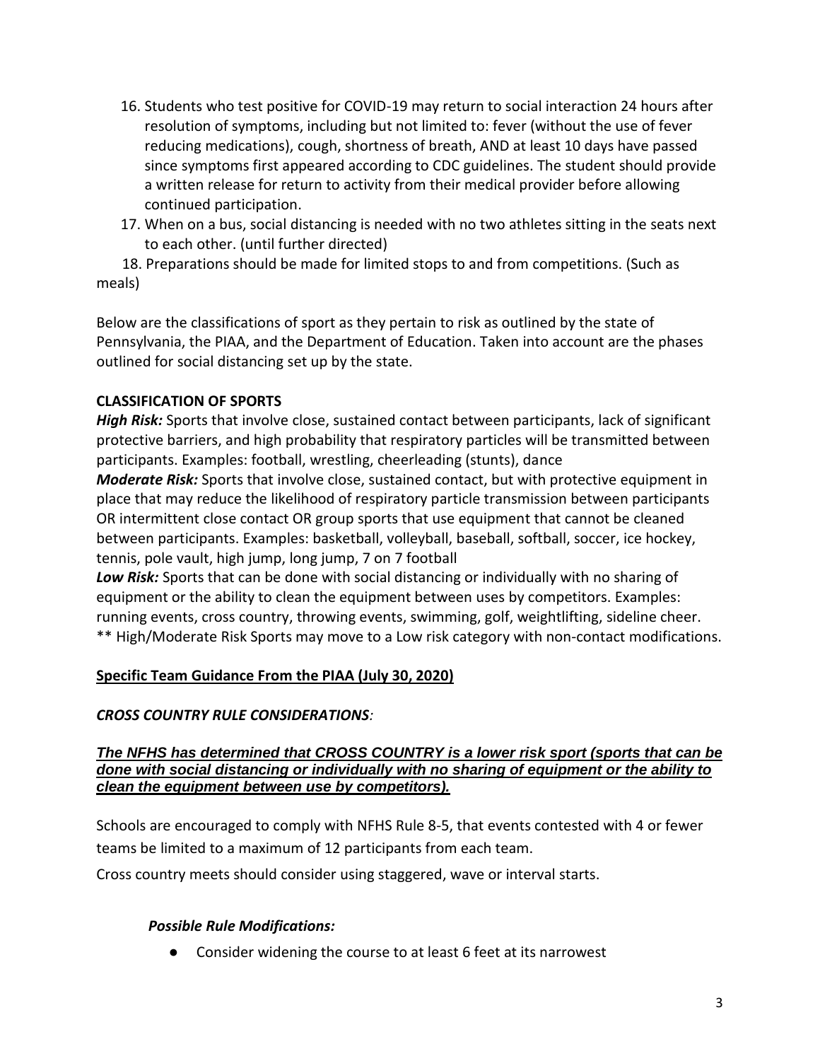16. Students who test positive for COVID-19 may return to social interaction 24 hours after resolution of symptoms, including but not limited to: fever (without the use of fever reducing medications), cough, shortness of breath, AND at least 10 days have passed since symptoms first appeared according to CDC guidelines. The student should provide a written release for return to activity from their medical provider before allowing continued participation.
17. When on a bus, social distancing is needed with no two athletes sitting in the seats next to each other. (until further directed)
18. Preparations should be made for limited stops to and from competitions. (Such as meals)

Below are the classifications of sport as they pertain to risk as outlined by the state of Pennsylvania, the PIAA, and the Department of Education. Taken into account are the phases outlined for social distancing set up by the state.

**CLASSIFICATION OF SPORTS**

***High Risk:*** Sports that involve close, sustained contact between participants, lack of significant protective barriers, and high probability that respiratory particles will be transmitted between participants. Examples: football, wrestling, cheerleading (stunts), dance

***Moderate Risk:*** Sports that involve close, sustained contact, but with protective equipment in place that may reduce the likelihood of respiratory particle transmission between participants OR intermittent close contact OR group sports that use equipment that cannot be cleaned between participants. Examples: basketball, volleyball, baseball, softball, soccer, ice hockey, tennis, pole vault, high jump, long jump, 7 on 7 football

***Low Risk:*** Sports that can be done with social distancing or individually with no sharing of equipment or the ability to clean the equipment between uses by competitors. Examples: running events, cross country, throwing events, swimming, golf, weightlifting, sideline cheer.

** High/Moderate Risk Sports may move to a Low risk category with non-contact modifications.

**Specific Team Guidance From the PIAA (July 30, 2020)**

***CROSS COUNTRY RULE CONSIDERATIONS:***

***The NFHS has determined that CROSS COUNTRY is a lower risk sport (sports that can be done with social distancing or individually with no sharing of equipment or the ability to clean the equipment between use by competitors).***

Schools are encouraged to comply with NFHS Rule 8-5, that events contested with 4 or fewer teams be limited to a maximum of 12 participants from each team.

Cross country meets should consider using staggered, wave or interval starts.

***Possible Rule Modifications:***

- Consider widening the course to at least 6 feet at its narrowest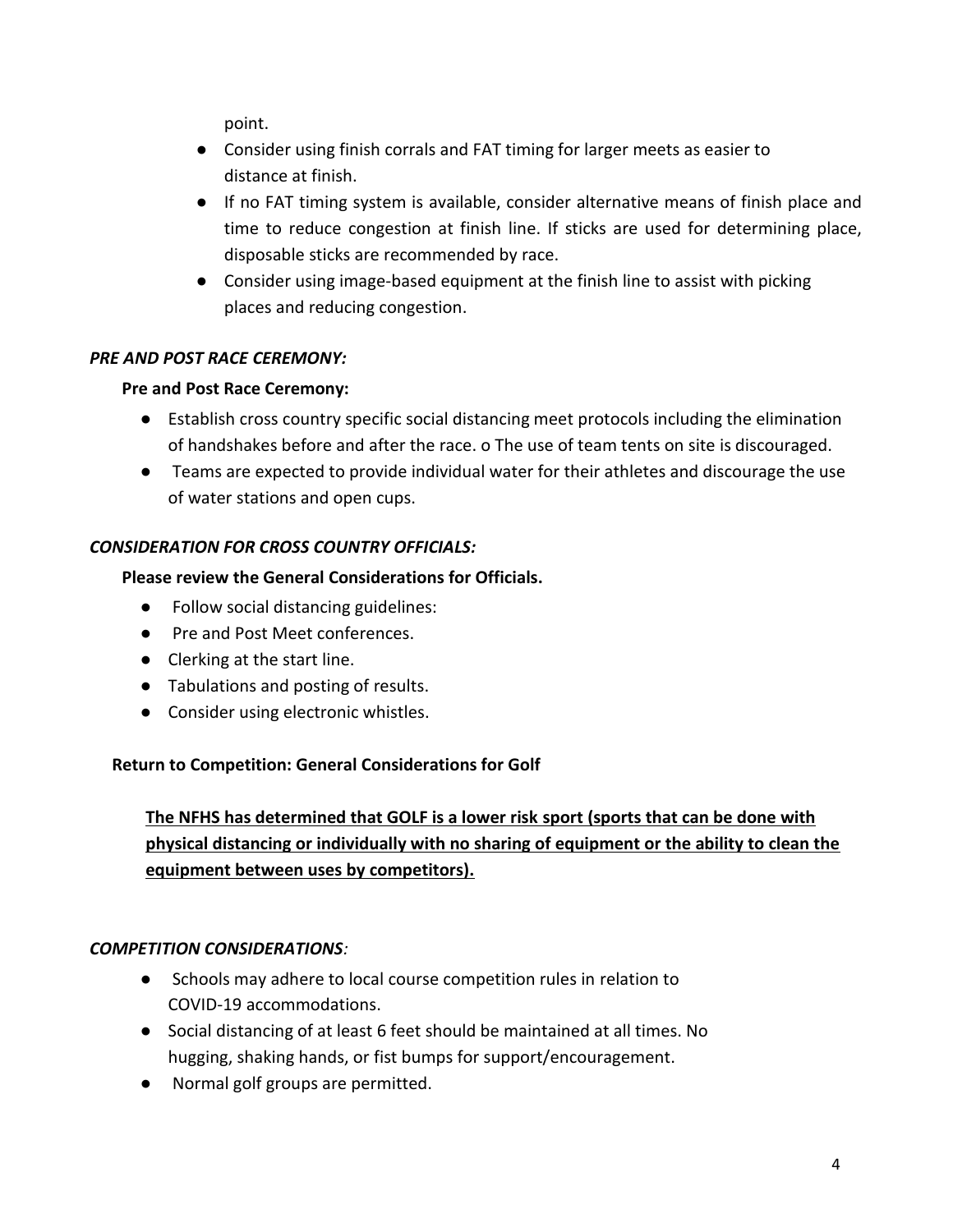point.

- Consider using finish corrals and FAT timing for larger meets as easier to distance at finish.
- If no FAT timing system is available, consider alternative means of finish place and time to reduce congestion at finish line. If sticks are used for determining place, disposable sticks are recommended by race.
- Consider using image-based equipment at the finish line to assist with picking places and reducing congestion.

***PRE AND POST RACE CEREMONY:***

**Pre and Post Race Ceremony:**

- Establish cross country specific social distancing meet protocols including the elimination of handshakes before and after the race. o The use of team tents on site is discouraged.
- Teams are expected to provide individual water for their athletes and discourage the use of water stations and open cups.

***CONSIDERATION FOR CROSS COUNTRY OFFICIALS:***

**Please review the General Considerations for Officials.**

- Follow social distancing guidelines:
- Pre and Post Meet conferences.
- Clerking at the start line.
- Tabulations and posting of results.
- Consider using electronic whistles.

**Return to Competition: General Considerations for Golf**

**<u>The NFHS has determined that GOLF is a lower risk sport (sports that can be done with physical distancing or individually with no sharing of equipment or the ability to clean the equipment between uses by competitors).</u>**

***COMPETITION CONSIDERATIONS:***

- Schools may adhere to local course competition rules in relation to COVID-19 accommodations.
- Social distancing of at least 6 feet should be maintained at all times. No hugging, shaking hands, or fist bumps for support/encouragement.
- Normal golf groups are permitted.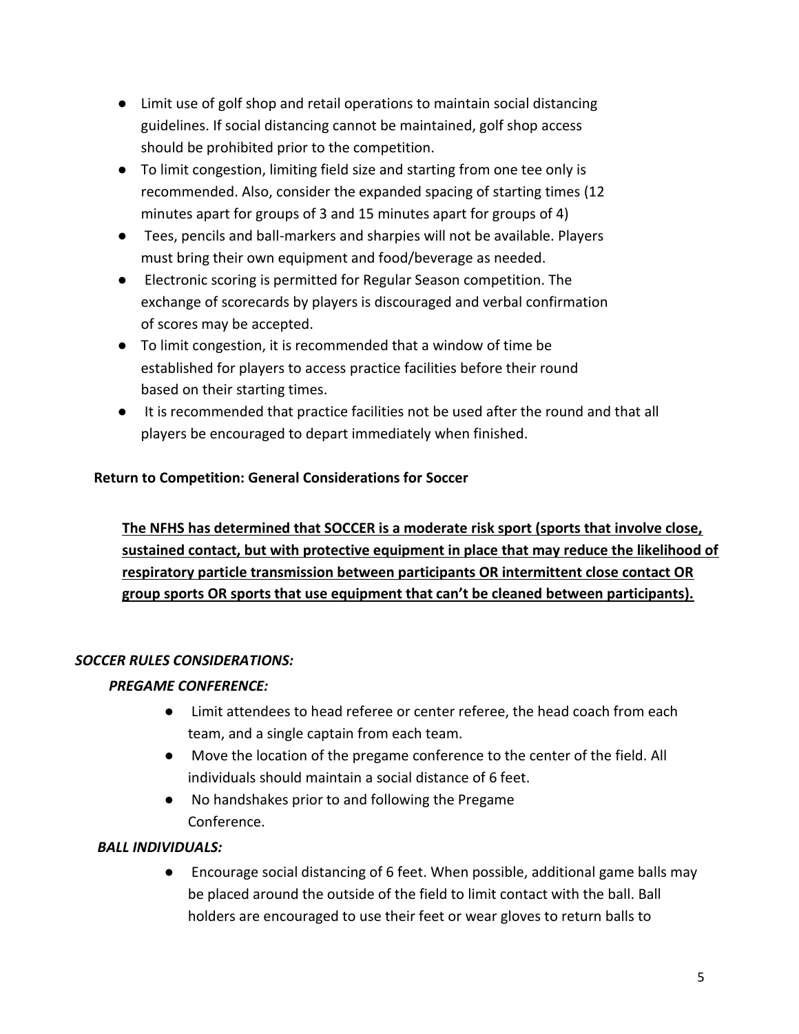- Limit use of golf shop and retail operations to maintain social distancing guidelines. If social distancing cannot be maintained, golf shop access should be prohibited prior to the competition.
- To limit congestion, limiting field size and starting from one tee only is recommended. Also, consider the expanded spacing of starting times (12 minutes apart for groups of 3 and 15 minutes apart for groups of 4)
- Tees, pencils and ball-markers and sharpies will not be available. Players must bring their own equipment and food/beverage as needed.
- Electronic scoring is permitted for Regular Season competition. The exchange of scorecards by players is discouraged and verbal confirmation of scores may be accepted.
- To limit congestion, it is recommended that a window of time be established for players to access practice facilities before their round based on their starting times.
- It is recommended that practice facilities not be used after the round and that all players be encouraged to depart immediately when finished.

**Return to Competition: General Considerations for Soccer**

**The NFHS has determined that SOCCER is a moderate risk sport (sports that involve close, sustained contact, but with protective equipment in place that may reduce the likelihood of respiratory particle transmission between participants OR intermittent close contact OR group sports OR sports that use equipment that can't be cleaned between participants).**

***SOCCER RULES CONSIDERATIONS:***

***PREGAME CONFERENCE:***

- Limit attendees to head referee or center referee, the head coach from each team, and a single captain from each team.
- Move the location of the pregame conference to the center of the field. All individuals should maintain a social distance of 6 feet.
- No handshakes prior to and following the Pregame Conference.

***BALL INDIVIDUALS:***

- Encourage social distancing of 6 feet. When possible, additional game balls may be placed around the outside of the field to limit contact with the ball. Ball holders are encouraged to use their feet or wear gloves to return balls to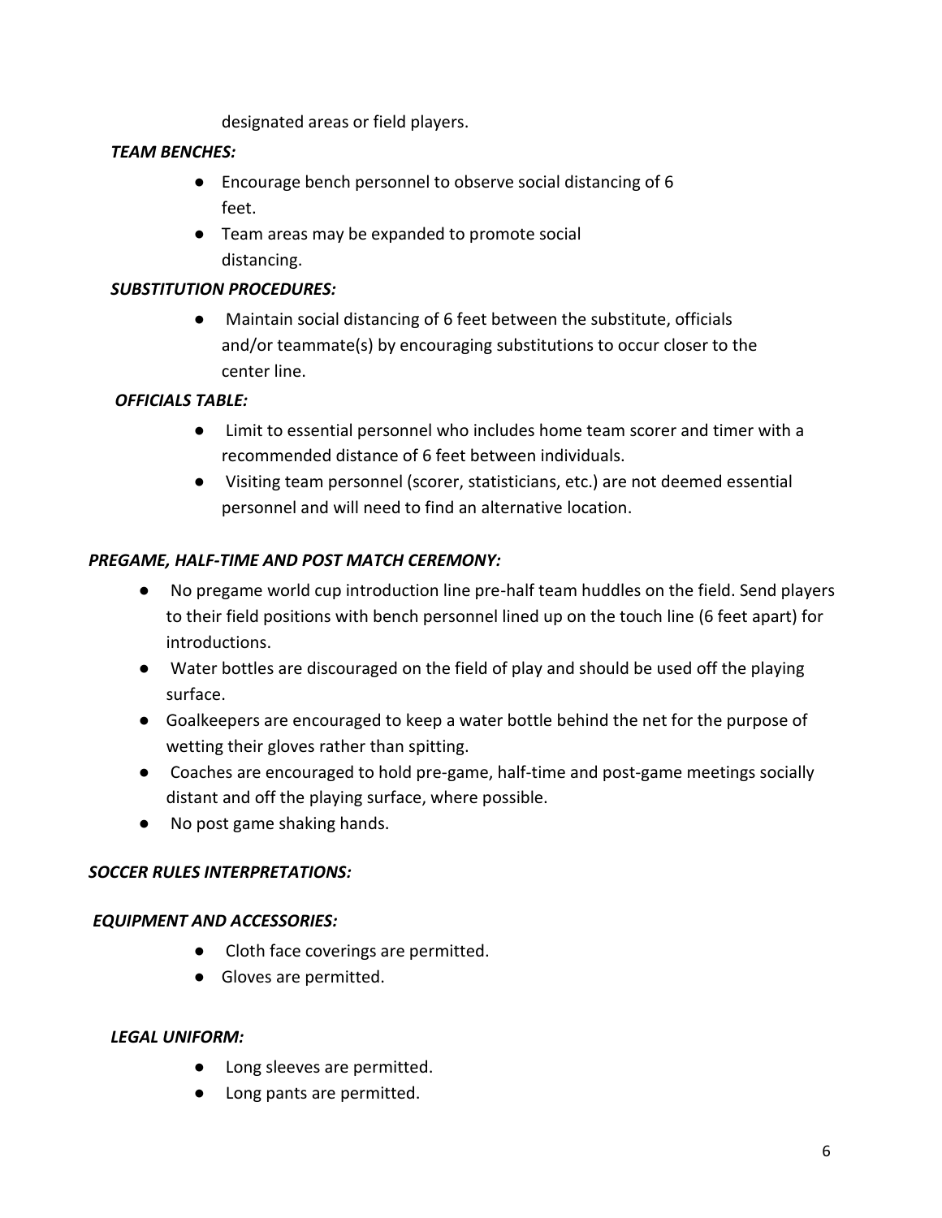designated areas or field players.

***TEAM BENCHES:***

- Encourage bench personnel to observe social distancing of 6 feet.
- Team areas may be expanded to promote social distancing.

***SUBSTITUTION PROCEDURES:***

- Maintain social distancing of 6 feet between the substitute, officials and/or teammate(s) by encouraging substitutions to occur closer to the center line.

***OFFICIALS TABLE:***

- Limit to essential personnel who includes home team scorer and timer with a recommended distance of 6 feet between individuals.
- Visiting team personnel (scorer, statisticians, etc.) are not deemed essential personnel and will need to find an alternative location.

***PREGAME, HALF-TIME AND POST MATCH CEREMONY:***

- No pregame world cup introduction line pre-half team huddles on the field. Send players to their field positions with bench personnel lined up on the touch line (6 feet apart) for introductions.
- Water bottles are discouraged on the field of play and should be used off the playing surface.
- Goalkeepers are encouraged to keep a water bottle behind the net for the purpose of wetting their gloves rather than spitting.
- Coaches are encouraged to hold pre-game, half-time and post-game meetings socially distant and off the playing surface, where possible.
- No post game shaking hands.

***SOCCER RULES INTERPRETATIONS:***

***EQUIPMENT AND ACCESSORIES:***

- Cloth face coverings are permitted.
- Gloves are permitted.

***LEGAL UNIFORM:***

- Long sleeves are permitted.
- Long pants are permitted.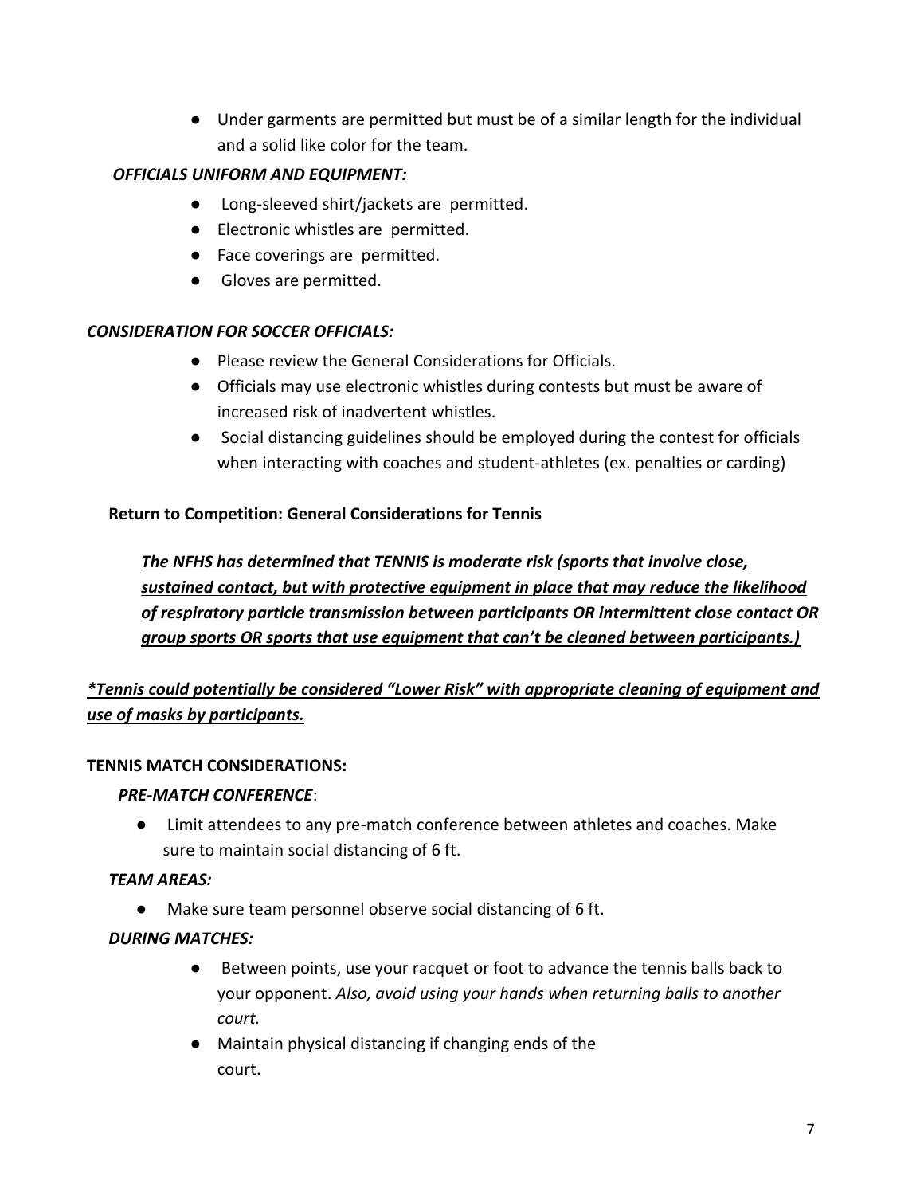- Under garments are permitted but must be of a similar length for the individual and a solid like color for the team.

***OFFICIALS UNIFORM AND EQUIPMENT:***

- Long-sleeved shirt/jackets are permitted.
- Electronic whistles are permitted.
- Face coverings are permitted.
- Gloves are permitted.

***CONSIDERATION FOR SOCCER OFFICIALS:***

- Please review the General Considerations for Officials.
- Officials may use electronic whistles during contests but must be aware of increased risk of inadvertent whistles.
- Social distancing guidelines should be employed during the contest for officials when interacting with coaches and student-athletes (ex. penalties or carding)

**Return to Competition: General Considerations for Tennis**

***<u>The NFHS has determined that TENNIS is moderate risk (sports that involve close, sustained contact, but with protective equipment in place that may reduce the likelihood of respiratory particle transmission between participants OR intermittent close contact OR group sports OR sports that use equipment that can't be cleaned between participants.)</u>***

***<u>*Tennis could potentially be considered "Lower Risk" with appropriate cleaning of equipment and use of masks by participants.</u>***

**TENNIS MATCH CONSIDERATIONS:**

***PRE-MATCH CONFERENCE***:

- Limit attendees to any pre-match conference between athletes and coaches. Make sure to maintain social distancing of 6 ft.

***TEAM AREAS:***

- Make sure team personnel observe social distancing of 6 ft.

***DURING MATCHES:***

- Between points, use your racquet or foot to advance the tennis balls back to your opponent. *Also, avoid using your hands when returning balls to another court.*
- Maintain physical distancing if changing ends of the court.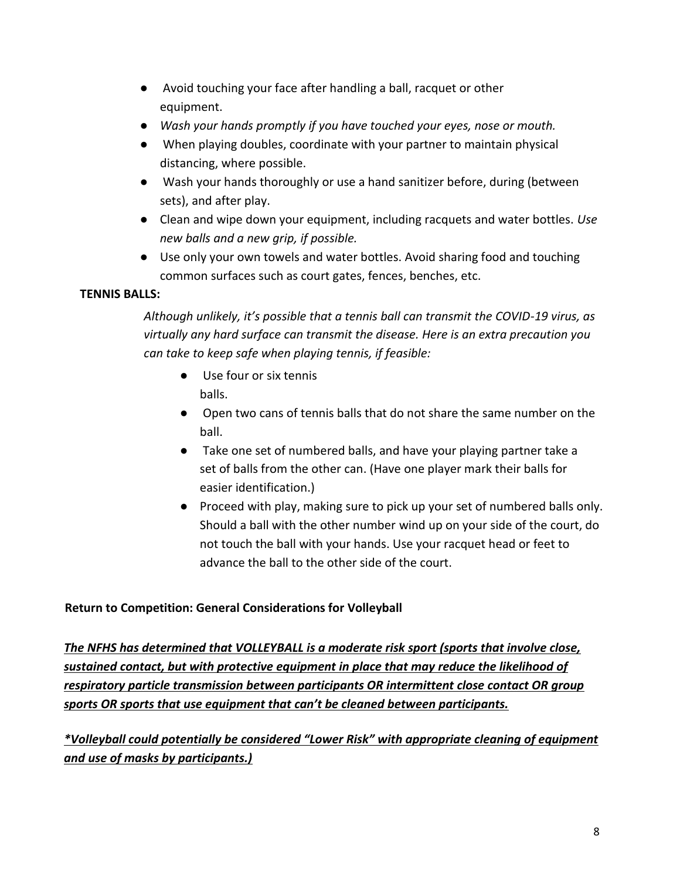- Avoid touching your face after handling a ball, racquet or other equipment.
- *Wash your hands promptly if you have touched your eyes, nose or mouth.*
- When playing doubles, coordinate with your partner to maintain physical distancing, where possible.
- Wash your hands thoroughly or use a hand sanitizer before, during (between sets), and after play.
- Clean and wipe down your equipment, including racquets and water bottles. *Use new balls and a new grip, if possible.*
- Use only your own towels and water bottles. Avoid sharing food and touching common surfaces such as court gates, fences, benches, etc.

**TENNIS BALLS:**

*Although unlikely, it's possible that a tennis ball can transmit the COVID-19 virus, as virtually any hard surface can transmit the disease. Here is an extra precaution you can take to keep safe when playing tennis, if feasible:*

- Use four or six tennis balls.
- Open two cans of tennis balls that do not share the same number on the ball.
- Take one set of numbered balls, and have your playing partner take a set of balls from the other can. (Have one player mark their balls for easier identification.)
- Proceed with play, making sure to pick up your set of numbered balls only. Should a ball with the other number wind up on your side of the court, do not touch the ball with your hands. Use your racquet head or feet to advance the ball to the other side of the court.

**Return to Competition: General Considerations for Volleyball**

***<u>The NFHS has determined that VOLLEYBALL is a moderate risk sport (sports that involve close, sustained contact, but with protective equipment in place that may reduce the likelihood of respiratory particle transmission between participants OR intermittent close contact OR group sports OR sports that use equipment that can't be cleaned between participants.</u>***

***<u>*Volleyball could potentially be considered "Lower Risk" with appropriate cleaning of equipment and use of masks by participants.)</u>***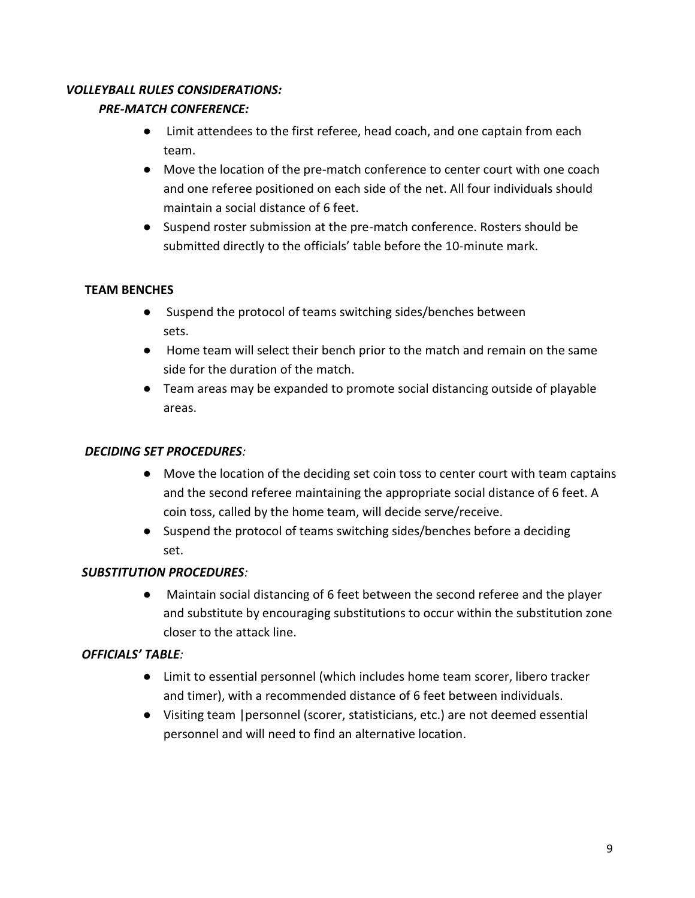### *VOLLEYBALL RULES CONSIDERATIONS:*

#### *PRE-MATCH CONFERENCE:*

- Limit attendees to the first referee, head coach, and one captain from each team.
- Move the location of the pre-match conference to center court with one coach and one referee positioned on each side of the net. All four individuals should maintain a social distance of 6 feet.
- Suspend roster submission at the pre-match conference. Rosters should be submitted directly to the officials' table before the 10-minute mark.

#### TEAM BENCHES

- Suspend the protocol of teams switching sides/benches between sets.
- Home team will select their bench prior to the match and remain on the same side for the duration of the match.
- Team areas may be expanded to promote social distancing outside of playable areas.

#### *DECIDING SET PROCEDURES:*

- Move the location of the deciding set coin toss to center court with team captains and the second referee maintaining the appropriate social distance of 6 feet. A coin toss, called by the home team, will decide serve/receive.
- Suspend the protocol of teams switching sides/benches before a deciding set.

#### *SUBSTITUTION PROCEDURES:*

- Maintain social distancing of 6 feet between the second referee and the player and substitute by encouraging substitutions to occur within the substitution zone closer to the attack line.

#### *OFFICIALS' TABLE:*

- Limit to essential personnel (which includes home team scorer, libero tracker and timer), with a recommended distance of 6 feet between individuals.
- Visiting team |personnel (scorer, statisticians, etc.) are not deemed essential personnel and will need to find an alternative location.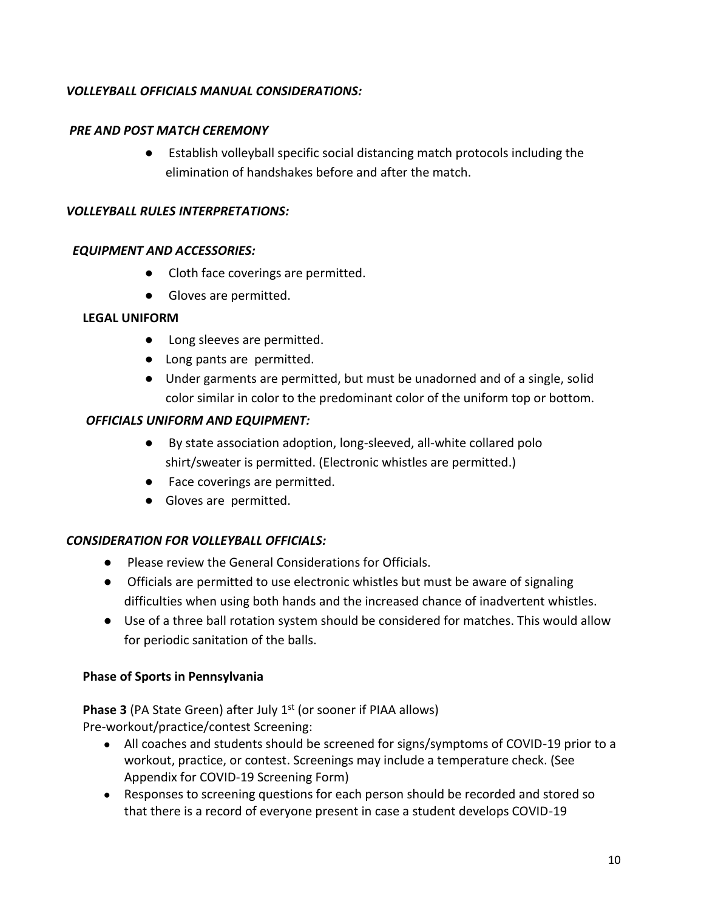***VOLLEYBALL OFFICIALS MANUAL CONSIDERATIONS:***

***PRE AND POST MATCH CEREMONY***

- Establish volleyball specific social distancing match protocols including the elimination of handshakes before and after the match.

***VOLLEYBALL RULES INTERPRETATIONS:***

***EQUIPMENT AND ACCESSORIES:***

- Cloth face coverings are permitted.
- Gloves are permitted.

**LEGAL UNIFORM**

- Long sleeves are permitted.
- Long pants are permitted.
- Under garments are permitted, but must be unadorned and of a single, solid color similar in color to the predominant color of the uniform top or bottom.

***OFFICIALS UNIFORM AND EQUIPMENT:***

- By state association adoption, long-sleeved, all-white collared polo shirt/sweater is permitted. (Electronic whistles are permitted.)
- Face coverings are permitted.
- Gloves are permitted.

***CONSIDERATION FOR VOLLEYBALL OFFICIALS:***

- Please review the General Considerations for Officials.
- Officials are permitted to use electronic whistles but must be aware of signaling difficulties when using both hands and the increased chance of inadvertent whistles.
- Use of a three ball rotation system should be considered for matches. This would allow for periodic sanitation of the balls.

**Phase of Sports in Pennsylvania**

**Phase 3** (PA State Green) after July 1st (or sooner if PIAA allows)
Pre-workout/practice/contest Screening:

- All coaches and students should be screened for signs/symptoms of COVID-19 prior to a workout, practice, or contest. Screenings may include a temperature check. (See Appendix for COVID-19 Screening Form)
- Responses to screening questions for each person should be recorded and stored so that there is a record of everyone present in case a student develops COVID-19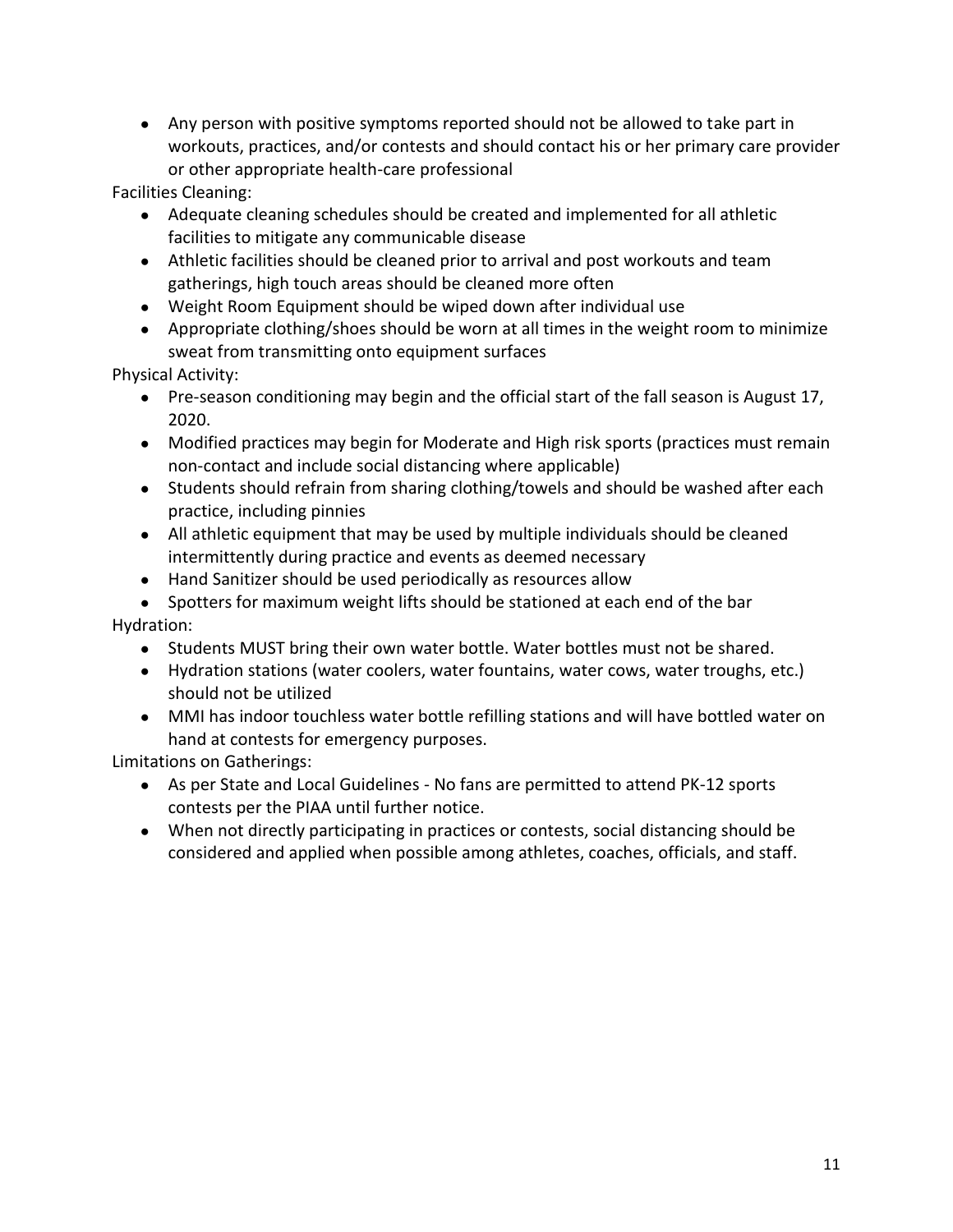- Any person with positive symptoms reported should not be allowed to take part in workouts, practices, and/or contests and should contact his or her primary care provider or other appropriate health-care professional

Facilities Cleaning:

- Adequate cleaning schedules should be created and implemented for all athletic facilities to mitigate any communicable disease
- Athletic facilities should be cleaned prior to arrival and post workouts and team gatherings, high touch areas should be cleaned more often
- Weight Room Equipment should be wiped down after individual use
- Appropriate clothing/shoes should be worn at all times in the weight room to minimize sweat from transmitting onto equipment surfaces

Physical Activity:

- Pre-season conditioning may begin and the official start of the fall season is August 17, 2020.
- Modified practices may begin for Moderate and High risk sports (practices must remain non-contact and include social distancing where applicable)
- Students should refrain from sharing clothing/towels and should be washed after each practice, including pinnies
- All athletic equipment that may be used by multiple individuals should be cleaned intermittently during practice and events as deemed necessary
- Hand Sanitizer should be used periodically as resources allow
- Spotters for maximum weight lifts should be stationed at each end of the bar

Hydration:

- Students MUST bring their own water bottle. Water bottles must not be shared.
- Hydration stations (water coolers, water fountains, water cows, water troughs, etc.) should not be utilized
- MMI has indoor touchless water bottle refilling stations and will have bottled water on hand at contests for emergency purposes.

Limitations on Gatherings:

- As per State and Local Guidelines - No fans are permitted to attend PK-12 sports contests per the PIAA until further notice.
- When not directly participating in practices or contests, social distancing should be considered and applied when possible among athletes, coaches, officials, and staff.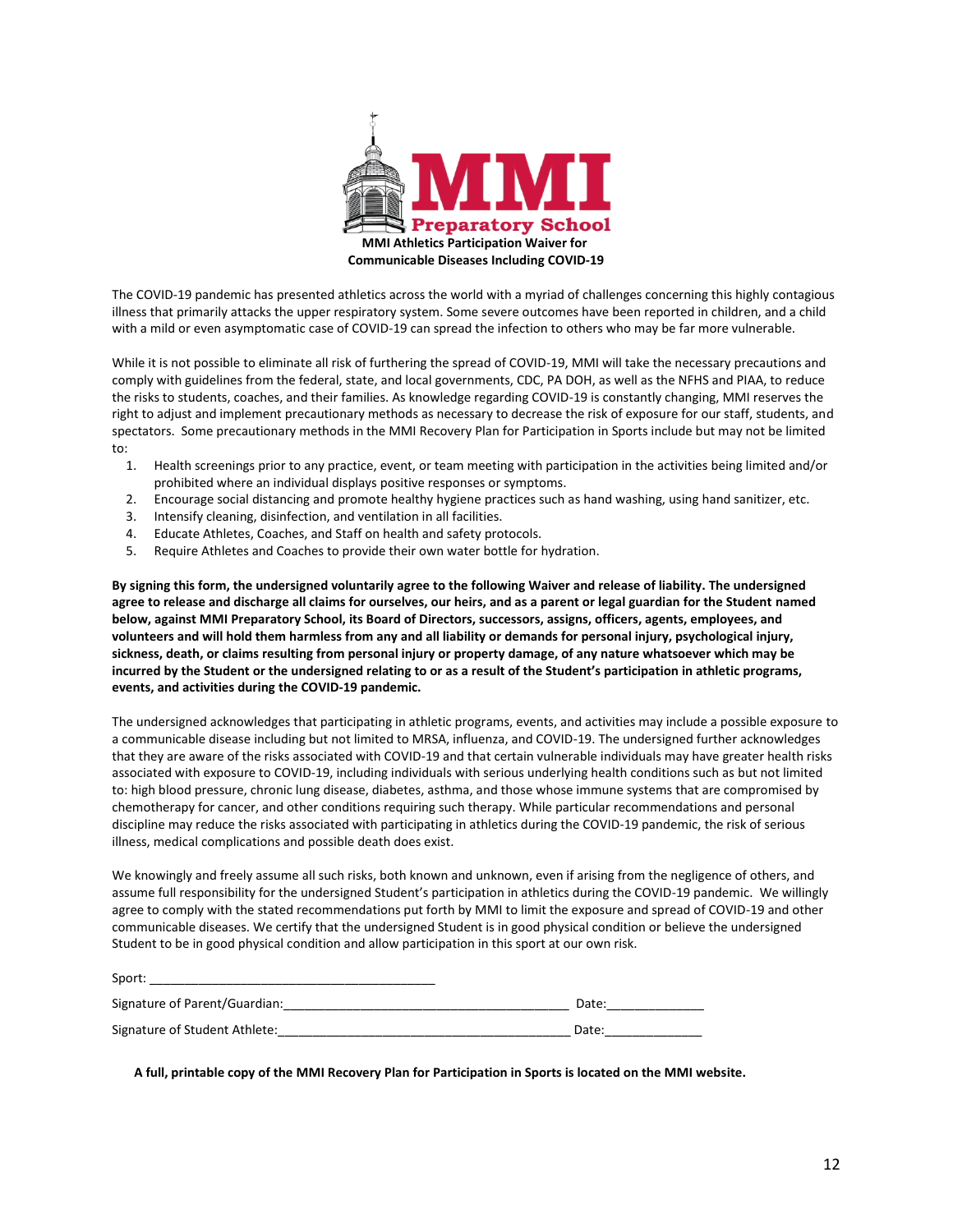# MMI Preparatory School

## MMI Athletics Participation Waiver for Communicable Diseases Including COVID-19

The COVID-19 pandemic has presented athletics across the world with a myriad of challenges concerning this highly contagious illness that primarily attacks the upper respiratory system. Some severe outcomes have been reported in children, and a child with a mild or even asymptomatic case of COVID-19 can spread the infection to others who may be far more vulnerable.

While it is not possible to eliminate all risk of furthering the spread of COVID-19, MMI will take the necessary precautions and comply with guidelines from the federal, state, and local governments, CDC, PA DOH, as well as the NFHS and PIAA, to reduce the risks to students, coaches, and their families. As knowledge regarding COVID-19 is constantly changing, MMI reserves the right to adjust and implement precautionary methods as necessary to decrease the risk of exposure for our staff, students, and spectators. Some precautionary methods in the MMI Recovery Plan for Participation in Sports include but may not be limited to:

1. Health screenings prior to any practice, event, or team meeting with participation in the activities being limited and/or prohibited where an individual displays positive responses or symptoms.
2. Encourage social distancing and promote healthy hygiene practices such as hand washing, using hand sanitizer, etc.
3. Intensify cleaning, disinfection, and ventilation in all facilities.
4. Educate Athletes, Coaches, and Staff on health and safety protocols.
5. Require Athletes and Coaches to provide their own water bottle for hydration.

**By signing this form, the undersigned voluntarily agree to the following Waiver and release of liability. The undersigned agree to release and discharge all claims for ourselves, our heirs, and as a parent or legal guardian for the Student named below, against MMI Preparatory School, its Board of Directors, successors, assigns, officers, agents, employees, and volunteers and will hold them harmless from any and all liability or demands for personal injury, psychological injury, sickness, death, or claims resulting from personal injury or property damage, of any nature whatsoever which may be incurred by the Student or the undersigned relating to or as a result of the Student's participation in athletic programs, events, and activities during the COVID-19 pandemic.**

The undersigned acknowledges that participating in athletic programs, events, and activities may include a possible exposure to a communicable disease including but not limited to MRSA, influenza, and COVID-19. The undersigned further acknowledges that they are aware of the risks associated with COVID-19 and that certain vulnerable individuals may have greater health risks associated with exposure to COVID-19, including individuals with serious underlying health conditions such as but not limited to: high blood pressure, chronic lung disease, diabetes, asthma, and those whose immune systems that are compromised by chemotherapy for cancer, and other conditions requiring such therapy. While particular recommendations and personal discipline may reduce the risks associated with participating in athletics during the COVID-19 pandemic, the risk of serious illness, medical complications and possible death does exist.

We knowingly and freely assume all such risks, both known and unknown, even if arising from the negligence of others, and assume full responsibility for the undersigned Student's participation in athletics during the COVID-19 pandemic. We willingly agree to comply with the stated recommendations put forth by MMI to limit the exposure and spread of COVID-19 and other communicable diseases. We certify that the undersigned Student is in good physical condition or believe the undersigned Student to be in good physical condition and allow participation in this sport at our own risk.

Sport: ________________________________________

Signature of Parent/Guardian:________________________________________ Date:_____________

Signature of Student Athlete:_________________________________________ Date:_____________

**A full, printable copy of the MMI Recovery Plan for Participation in Sports is located on the MMI website.**